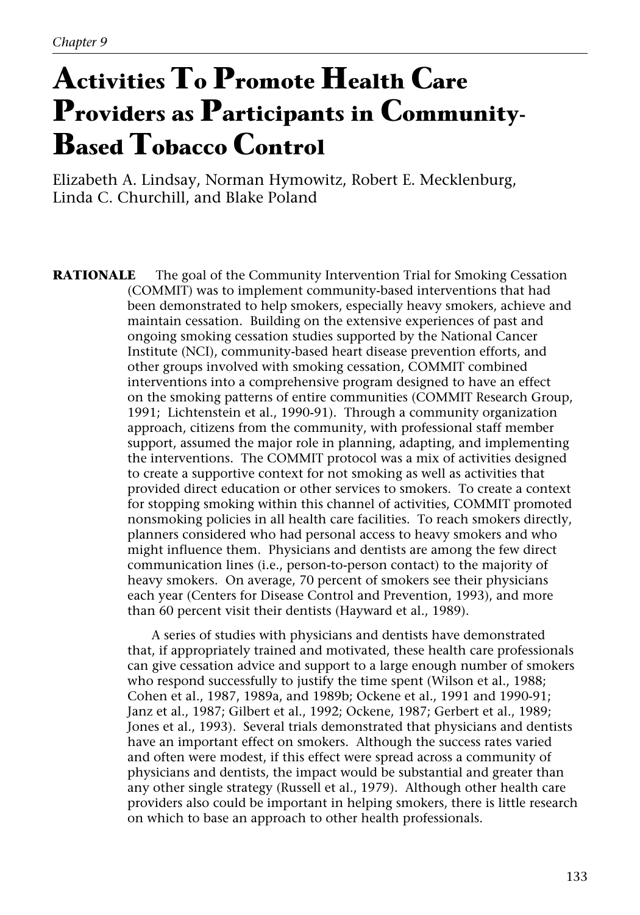*Chapter 9*

# Activities To Promote Health Care Providers as Participants in Community-Based Tobacco Control

Elizabeth A. Lindsay, Norman Hymowitz, Robert E. Mecklenburg, Linda C. Churchill, and Blake Poland

**RATIONALE** The goal of the Community Intervention Trial for Smoking Cessation (COMMIT) was to implement community-based interventions that had been demonstrated to help smokers, especially heavy smokers, achieve and maintain cessation. Building on the extensive experiences of past and ongoing smoking cessation studies supported by the National Cancer Institute (NCI), community-based heart disease prevention efforts, and other groups involved with smoking cessation, COMMIT combined interventions into a comprehensive program designed to have an effect on the smoking patterns of entire communities (COMMIT Research Group, 1991; Lichtenstein et al., 1990-91). Through a community organization approach, citizens from the community, with professional staff member support, assumed the major role in planning, adapting, and implementing the interventions. The COMMIT protocol was a mix of activities designed to create a supportive context for not smoking as well as activities that provided direct education or other services to smokers. To create a context for stopping smoking within this channel of activities, COMMIT promoted nonsmoking policies in all health care facilities. To reach smokers directly, planners considered who had personal access to heavy smokers and who might influence them. Physicians and dentists are among the few direct communication lines (i.e., person-to-person contact) to the majority of heavy smokers. On average, 70 percent of smokers see their physicians each year (Centers for Disease Control and Prevention, 1993), and more than 60 percent visit their dentists (Hayward et al., 1989).

A series of studies with physicians and dentists have demonstrated that, if appropriately trained and motivated, these health care professionals can give cessation advice and support to a large enough number of smokers who respond successfully to justify the time spent (Wilson et al., 1988; Cohen et al., 1987, 1989a, and 1989b; Ockene et al., 1991 and 1990-91; Janz et al., 1987; Gilbert et al., 1992; Ockene, 1987; Gerbert et al., 1989; Jones et al., 1993). Several trials demonstrated that physicians and dentists have an important effect on smokers. Although the success rates varied and often were modest, if this effect were spread across a community of physicians and dentists, the impact would be substantial and greater than any other single strategy (Russell et al., 1979). Although other health care providers also could be important in helping smokers, there is little research on which to base an approach to other health professionals.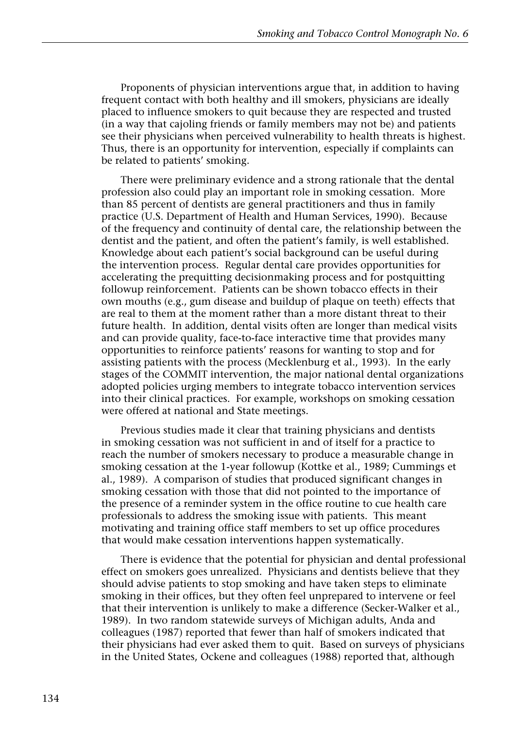Proponents of physician interventions argue that, in addition to having frequent contact with both healthy and ill smokers, physicians are ideally placed to influence smokers to quit because they are respected and trusted (in a way that cajoling friends or family members may not be) and patients see their physicians when perceived vulnerability to health threats is highest. Thus, there is an opportunity for intervention, especially if complaints can be related to patients' smoking.

There were preliminary evidence and a strong rationale that the dental profession also could play an important role in smoking cessation. More than 85 percent of dentists are general practitioners and thus in family practice (U.S. Department of Health and Human Services, 1990). Because of the frequency and continuity of dental care, the relationship between the dentist and the patient, and often the patient's family, is well established. Knowledge about each patient's social background can be useful during the intervention process. Regular dental care provides opportunities for accelerating the prequitting decisionmaking process and for postquitting followup reinforcement. Patients can be shown tobacco effects in their own mouths (e.g., gum disease and buildup of plaque on teeth) effects that are real to them at the moment rather than a more distant threat to their future health. In addition, dental visits often are longer than medical visits and can provide quality, face-to-face interactive time that provides many opportunities to reinforce patients' reasons for wanting to stop and for assisting patients with the process (Mecklenburg et al., 1993). In the early stages of the COMMIT intervention, the major national dental organizations adopted policies urging members to integrate tobacco intervention services into their clinical practices. For example, workshops on smoking cessation were offered at national and State meetings.

Previous studies made it clear that training physicians and dentists in smoking cessation was not sufficient in and of itself for a practice to reach the number of smokers necessary to produce a measurable change in smoking cessation at the 1-year followup (Kottke et al., 1989; Cummings et al., 1989). A comparison of studies that produced significant changes in smoking cessation with those that did not pointed to the importance of the presence of a reminder system in the office routine to cue health care professionals to address the smoking issue with patients. This meant motivating and training office staff members to set up office procedures that would make cessation interventions happen systematically.

There is evidence that the potential for physician and dental professional effect on smokers goes unrealized. Physicians and dentists believe that they should advise patients to stop smoking and have taken steps to eliminate smoking in their offices, but they often feel unprepared to intervene or feel that their intervention is unlikely to make a difference (Secker-Walker et al., 1989). In two random statewide surveys of Michigan adults, Anda and colleagues (1987) reported that fewer than half of smokers indicated that their physicians had ever asked them to quit. Based on surveys of physicians in the United States, Ockene and colleagues (1988) reported that, although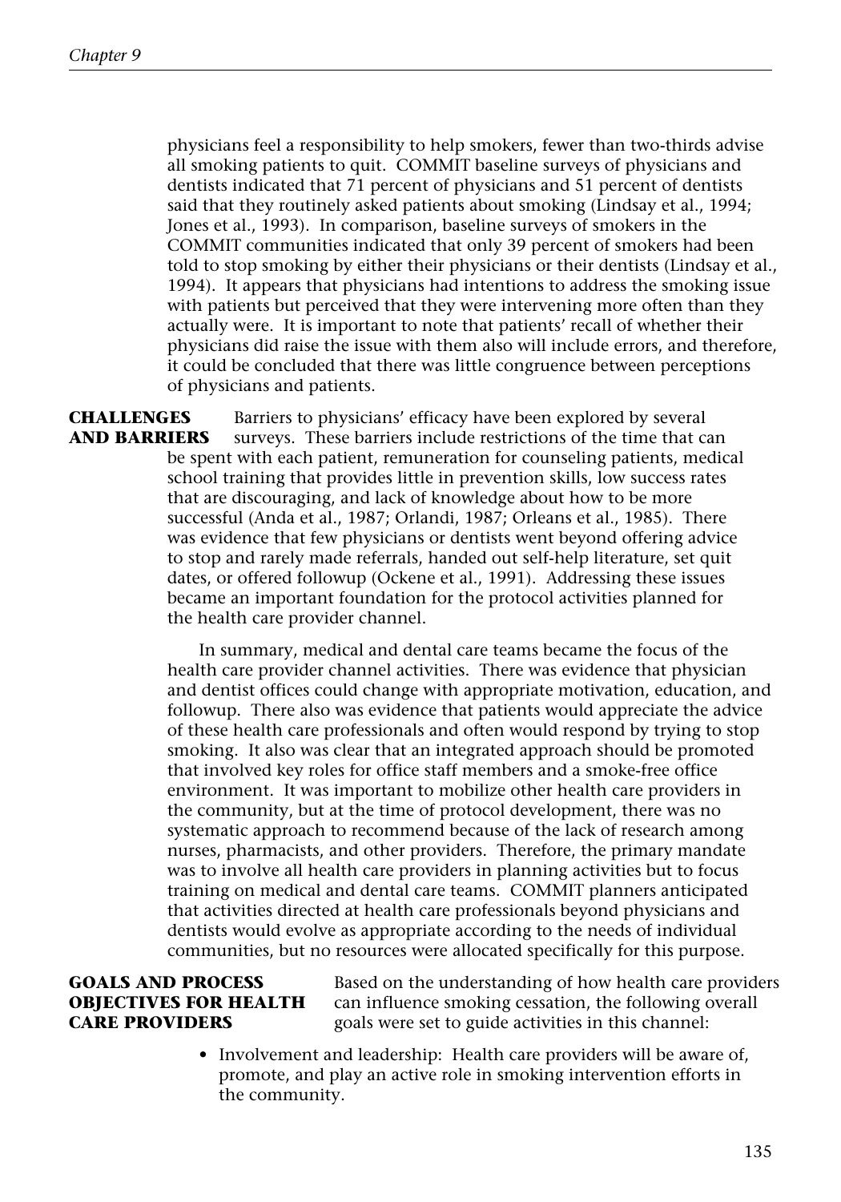physicians feel a responsibility to help smokers, fewer than two-thirds advise all smoking patients to quit. COMMIT baseline surveys of physicians and dentists indicated that 71 percent of physicians and 51 percent of dentists said that they routinely asked patients about smoking (Lindsay et al., 1994; Jones et al., 1993). In comparison, baseline surveys of smokers in the COMMIT communities indicated that only 39 percent of smokers had been told to stop smoking by either their physicians or their dentists (Lindsay et al., 1994). It appears that physicians had intentions to address the smoking issue with patients but perceived that they were intervening more often than they actually were. It is important to note that patients' recall of whether their physicians did raise the issue with them also will include errors, and therefore, it could be concluded that there was little congruence between perceptions of physicians and patients.

## CHALLENGES AND BARRIERS

Barriers to physicians' efficacy have been explored by several surveys. These barriers include restrictions of the time that can be spent with each patient, remuneration for counseling patients, medical school training that provides little in prevention skills, low success rates that are discouraging, and lack of knowledge about how to be more successful (Anda et al., 1987; Orlandi, 1987; Orleans et al., 1985). There was evidence that few physicians or dentists went beyond offering advice to stop and rarely made referrals, handed out self-help literature, set quit dates, or offered followup (Ockene et al., 1991). Addressing these issues became an important foundation for the protocol activities planned for the health care provider channel.

In summary, medical and dental care teams became the focus of the health care provider channel activities. There was evidence that physician and dentist offices could change with appropriate motivation, education, and followup. There also was evidence that patients would appreciate the advice of these health care professionals and often would respond by trying to stop smoking. It also was clear that an integrated approach should be promoted that involved key roles for office staff members and a smoke-free office environment. It was important to mobilize other health care providers in the community, but at the time of protocol development, there was no systematic approach to recommend because of the lack of research among nurses, pharmacists, and other providers. Therefore, the primary mandate was to involve all health care providers in planning activities but to focus training on medical and dental care teams. COMMIT planners anticipated that activities directed at health care professionals beyond physicians and dentists would evolve as appropriate according to the needs of individual communities, but no resources were allocated specifically for this purpose.

## GOALS AND PROCESS OBJECTIVES FOR HEALTH CARE PROVIDERS

Based on the understanding of how health care providers can influence smoking cessation, the following overall goals were set to guide activities in this channel:

- Involvement and leadership: Health care providers will be aware of, promote, and play an active role in smoking intervention efforts in the community.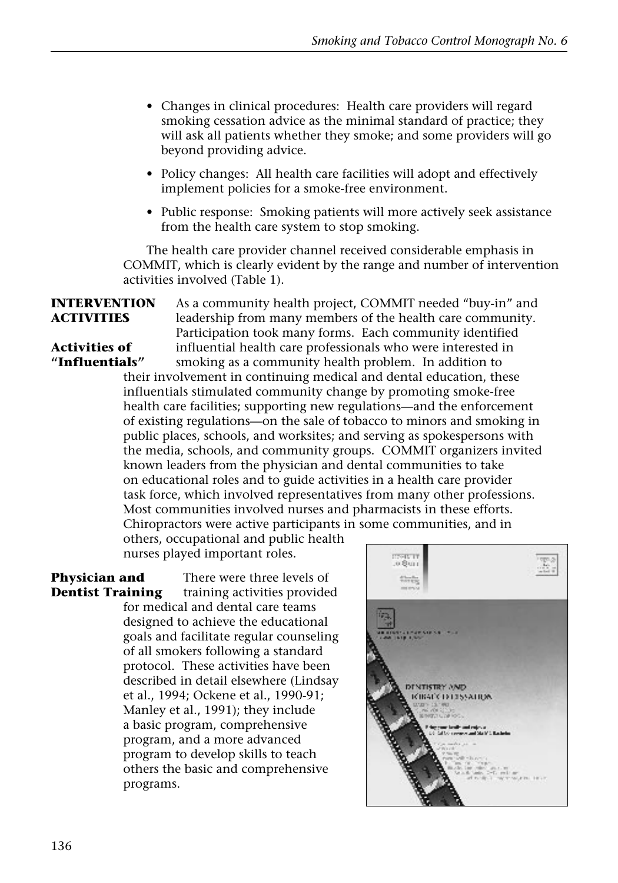- Changes in clinical procedures: Health care providers will regard smoking cessation advice as the minimal standard of practice; they will ask all patients whether they smoke; and some providers will go beyond providing advice.
- Policy changes: All health care facilities will adopt and effectively implement policies for a smoke-free environment.
- Public response: Smoking patients will more actively seek assistance from the health care system to stop smoking.

The health care provider channel received considerable emphasis in COMMIT, which is clearly evident by the range and number of intervention activities involved (Table 1).

## INTERVENTION ACTIVITIES

### Activities of "Influentials"

As a community health project, COMMIT needed "buy-in" and leadership from many members of the health care community. Participation took many forms. Each community identified influential health care professionals who were interested in smoking as a community health problem. In addition to their involvement in continuing medical and dental education, these influentials stimulated community change by promoting smoke-free health care facilities; supporting new regulations—and the enforcement of existing regulations—on the sale of tobacco to minors and smoking in public places, schools, and worksites; and serving as spokespersons with the media, schools, and community groups. COMMIT organizers invited known leaders from the physician and dental communities to take on educational roles and to guide activities in a health care provider task force, which involved representatives from many other professions. Most communities involved nurses and pharmacists in these efforts. Chiropractors were active participants in some communities, and in others, occupational and public health nurses played important roles.

### Physician and Dentist Training

There were three levels of training activities provided for medical and dental care teams designed to achieve the educational goals and facilitate regular counseling of all smokers following a standard protocol. These activities have been described in detail elsewhere (Lindsay et al., 1994; Ockene et al., 1990-91; Manley et al., 1991); they include a basic program, comprehensive program, and a more advanced program to develop skills to teach others the basic and comprehensive programs.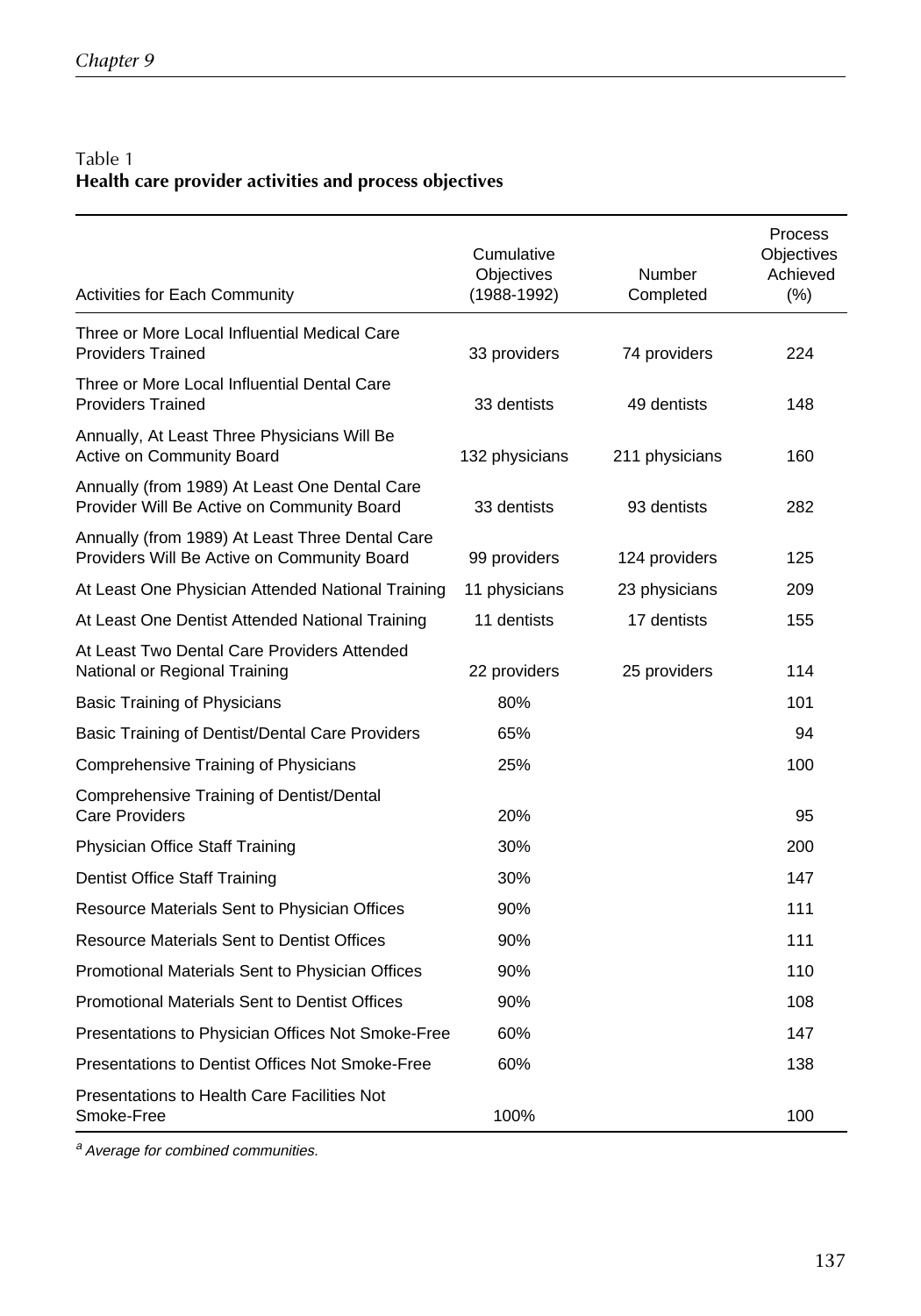Table 1
**Health care provider activities and process objectives**

| Activities for Each Community | Cumulative Objectives (1988-1992) | Number Completed | Process Objectives Achieved (%) |
|---|---|---|---|
| Three or More Local Influential Medical Care Providers Trained | 33 providers | 74 providers | 224 |
| Three or More Local Influential Dental Care Providers Trained | 33 dentists | 49 dentists | 148 |
| Annually, At Least Three Physicians Will Be Active on Community Board | 132 physicians | 211 physicians | 160 |
| Annually (from 1989) At Least One Dental Care Provider Will Be Active on Community Board | 33 dentists | 93 dentists | 282 |
| Annually (from 1989) At Least Three Dental Care Providers Will Be Active on Community Board | 99 providers | 124 providers | 125 |
| At Least One Physician Attended National Training | 11 physicians | 23 physicians | 209 |
| At Least One Dentist Attended National Training | 11 dentists | 17 dentists | 155 |
| At Least Two Dental Care Providers Attended National or Regional Training | 22 providers | 25 providers | 114 |
| Basic Training of Physicians | 80% | | 101 |
| Basic Training of Dentist/Dental Care Providers | 65% | | 94 |
| Comprehensive Training of Physicians | 25% | | 100 |
| Comprehensive Training of Dentist/Dental Care Providers | 20% | | 95 |
| Physician Office Staff Training | 30% | | 200 |
| Dentist Office Staff Training | 30% | | 147 |
| Resource Materials Sent to Physician Offices | 90% | | 111 |
| Resource Materials Sent to Dentist Offices | 90% | | 111 |
| Promotional Materials Sent to Physician Offices | 90% | | 110 |
| Promotional Materials Sent to Dentist Offices | 90% | | 108 |
| Presentations to Physician Offices Not Smoke-Free | 60% | | 147 |
| Presentations to Dentist Offices Not Smoke-Free | 60% | | 138 |
| Presentations to Health Care Facilities Not Smoke-Free | 100% | | 100 |

[a] *Average for combined communities.*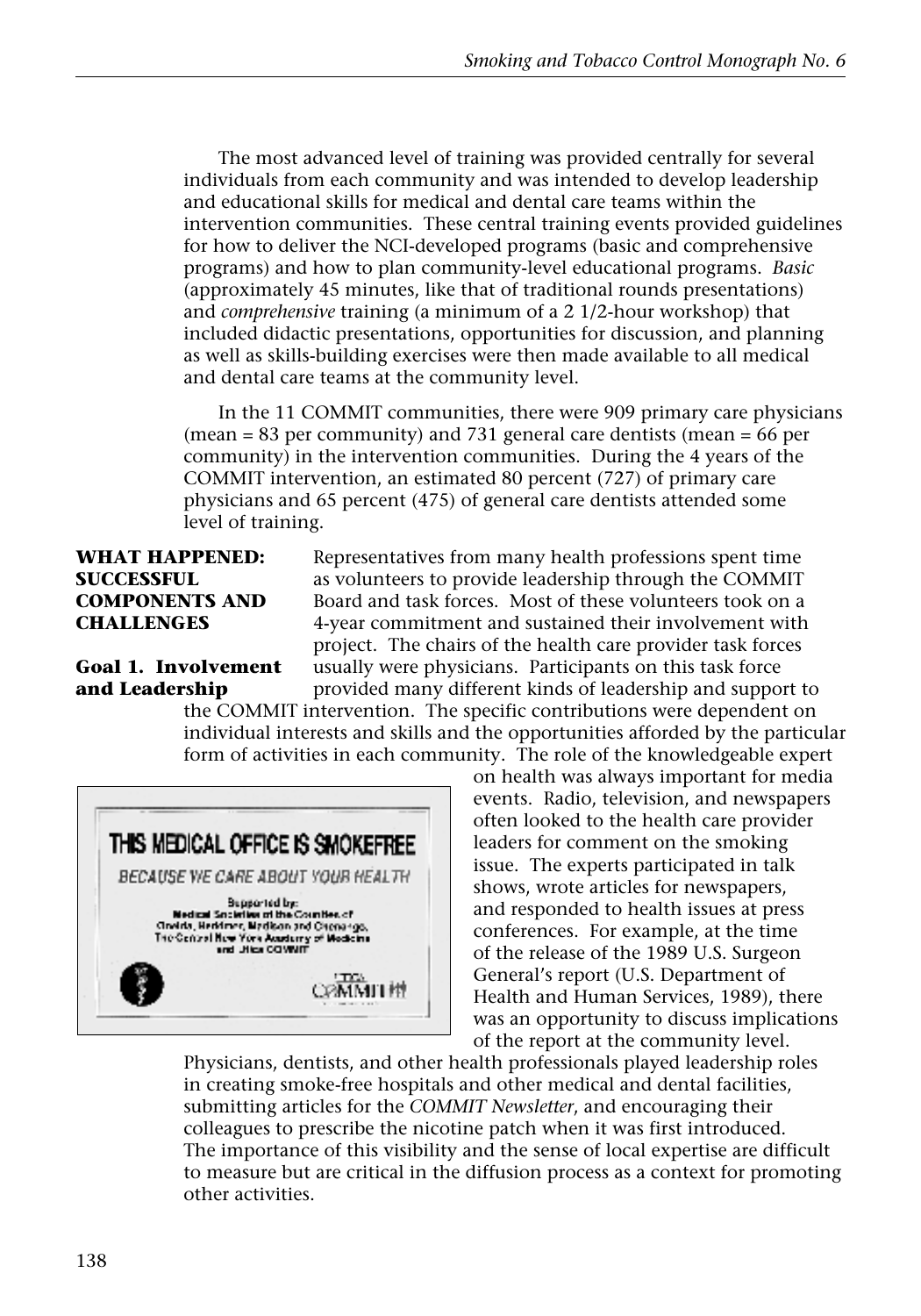The most advanced level of training was provided centrally for several individuals from each community and was intended to develop leadership and educational skills for medical and dental care teams within the intervention communities. These central training events provided guidelines for how to deliver the NCI-developed programs (basic and comprehensive programs) and how to plan community-level educational programs. *Basic* (approximately 45 minutes, like that of traditional rounds presentations) and *comprehensive* training (a minimum of a 2 1/2-hour workshop) that included didactic presentations, opportunities for discussion, and planning as well as skills-building exercises were then made available to all medical and dental care teams at the community level.

In the 11 COMMIT communities, there were 909 primary care physicians (mean = 83 per community) and 731 general care dentists (mean = 66 per community) in the intervention communities. During the 4 years of the COMMIT intervention, an estimated 80 percent (727) of primary care physicians and 65 percent (475) of general care dentists attended some level of training.

## WHAT HAPPENED: SUCCESSFUL COMPONENTS AND CHALLENGES

### Goal 1. Involvement and Leadership

Representatives from many health professions spent time as volunteers to provide leadership through the COMMIT Board and task forces. Most of these volunteers took on a 4-year commitment and sustained their involvement with project. The chairs of the health care provider task forces usually were physicians. Participants on this task force provided many different kinds of leadership and support to the COMMIT intervention. The specific contributions were dependent on individual interests and skills and the opportunities afforded by the particular form of activities in each community. The role of the knowledgeable expert on health was always important for media events. Radio, television, and newspapers often looked to the health care provider leaders for comment on the smoking issue. The experts participated in talk shows, wrote articles for newspapers, and responded to health issues at press conferences. For example, at the time of the release of the 1989 U.S. Surgeon General's report (U.S. Department of Health and Human Services, 1989), there was an opportunity to discuss implications of the report at the community level.

THIS MEDICAL OFFICE IS SMOKEFREE

BECAUSE WE CARE ABOUT YOUR HEALTH

Supported by: Medical Societies of the Counties of Oneida, Herkimer, Madison and Chenango, The Central New York Academy of Medicine and Utica COMMIT

Physicians, dentists, and other health professionals played leadership roles in creating smoke-free hospitals and other medical and dental facilities, submitting articles for the *COMMIT Newsletter*, and encouraging their colleagues to prescribe the nicotine patch when it was first introduced. The importance of this visibility and the sense of local expertise are difficult to measure but are critical in the diffusion process as a context for promoting other activities.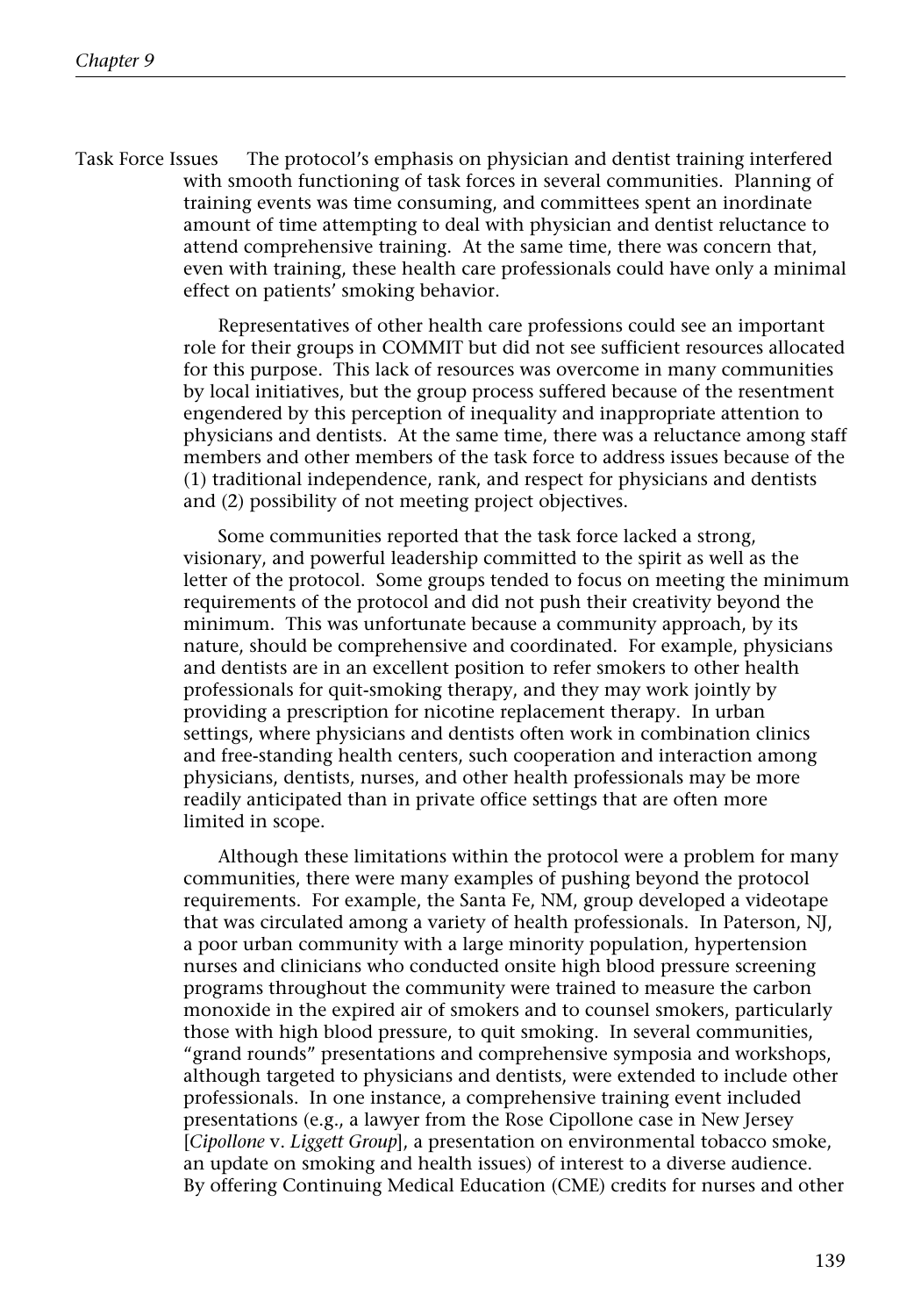Task Force Issues The protocol's emphasis on physician and dentist training interfered with smooth functioning of task forces in several communities. Planning of training events was time consuming, and committees spent an inordinate amount of time attempting to deal with physician and dentist reluctance to attend comprehensive training. At the same time, there was concern that, even with training, these health care professionals could have only a minimal effect on patients' smoking behavior.

Representatives of other health care professions could see an important role for their groups in COMMIT but did not see sufficient resources allocated for this purpose. This lack of resources was overcome in many communities by local initiatives, but the group process suffered because of the resentment engendered by this perception of inequality and inappropriate attention to physicians and dentists. At the same time, there was a reluctance among staff members and other members of the task force to address issues because of the (1) traditional independence, rank, and respect for physicians and dentists and (2) possibility of not meeting project objectives.

Some communities reported that the task force lacked a strong, visionary, and powerful leadership committed to the spirit as well as the letter of the protocol. Some groups tended to focus on meeting the minimum requirements of the protocol and did not push their creativity beyond the minimum. This was unfortunate because a community approach, by its nature, should be comprehensive and coordinated. For example, physicians and dentists are in an excellent position to refer smokers to other health professionals for quit-smoking therapy, and they may work jointly by providing a prescription for nicotine replacement therapy. In urban settings, where physicians and dentists often work in combination clinics and free-standing health centers, such cooperation and interaction among physicians, dentists, nurses, and other health professionals may be more readily anticipated than in private office settings that are often more limited in scope.

Although these limitations within the protocol were a problem for many communities, there were many examples of pushing beyond the protocol requirements. For example, the Santa Fe, NM, group developed a videotape that was circulated among a variety of health professionals. In Paterson, NJ, a poor urban community with a large minority population, hypertension nurses and clinicians who conducted onsite high blood pressure screening programs throughout the community were trained to measure the carbon monoxide in the expired air of smokers and to counsel smokers, particularly those with high blood pressure, to quit smoking. In several communities, "grand rounds" presentations and comprehensive symposia and workshops, although targeted to physicians and dentists, were extended to include other professionals. In one instance, a comprehensive training event included presentations (e.g., a lawyer from the Rose Cipollone case in New Jersey [*Cipollone* v. *Liggett Group*], a presentation on environmental tobacco smoke, an update on smoking and health issues) of interest to a diverse audience. By offering Continuing Medical Education (CME) credits for nurses and other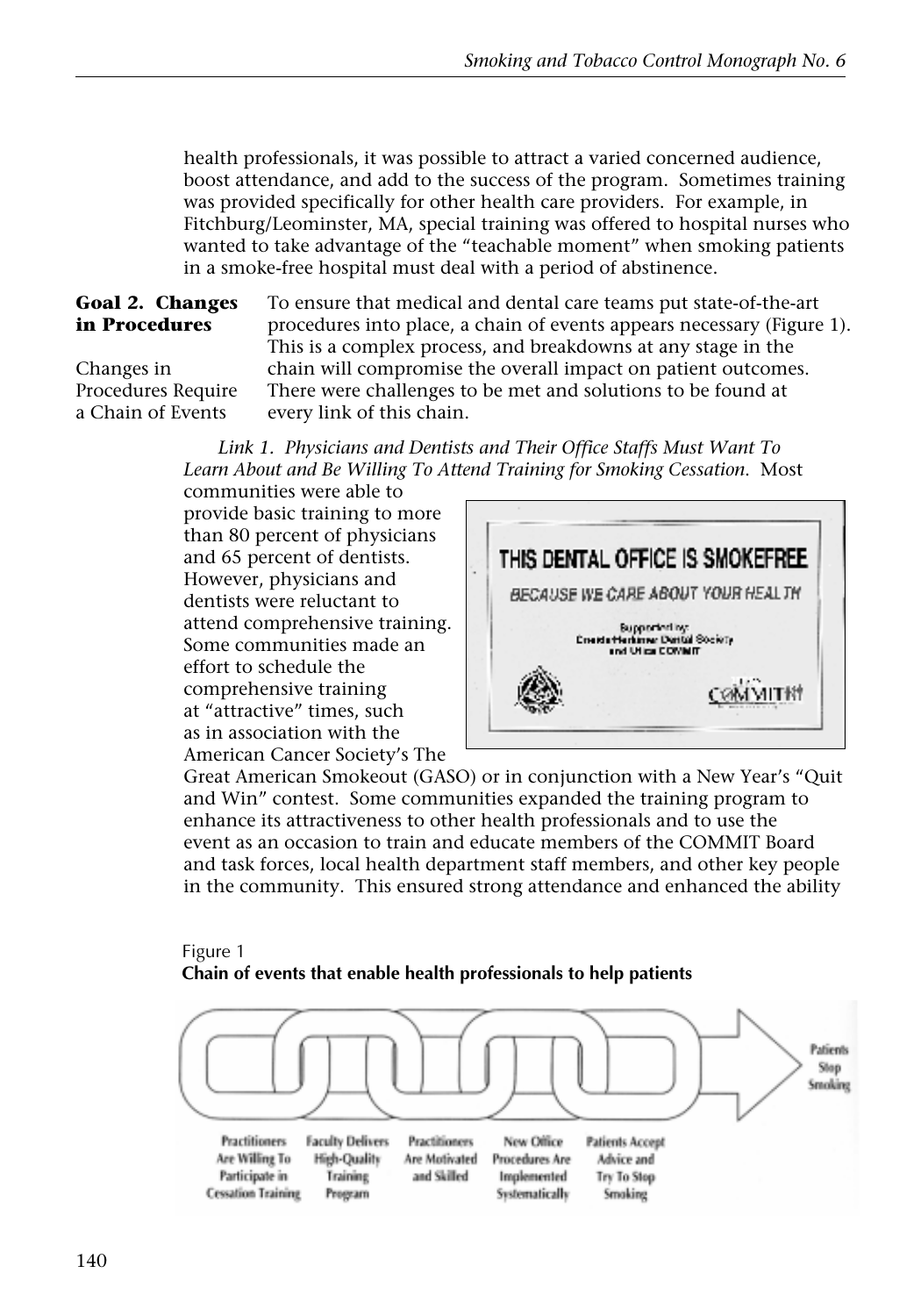health professionals, it was possible to attract a varied concerned audience, boost attendance, and add to the success of the program. Sometimes training was provided specifically for other health care providers. For example, in Fitchburg/Leominster, MA, special training was offered to hospital nurses who wanted to take advantage of the "teachable moment" when smoking patients in a smoke-free hospital must deal with a period of abstinence.

## Goal 2. Changes in Procedures

**Changes in Procedures Require a Chain of Events**

To ensure that medical and dental care teams put state-of-the-art procedures into place, a chain of events appears necessary (Figure 1). This is a complex process, and breakdowns at any stage in the chain will compromise the overall impact on patient outcomes. There were challenges to be met and solutions to be found at every link of this chain.

*Link 1. Physicians and Dentists and Their Office Staffs Must Want To Learn About and Be Willing To Attend Training for Smoking Cessation.* Most communities were able to provide basic training to more than 80 percent of physicians and 65 percent of dentists. However, physicians and dentists were reluctant to attend comprehensive training. Some communities made an effort to schedule the comprehensive training at "attractive" times, such as in association with the American Cancer Society's The Great American Smokeout (GASO) or in conjunction with a New Year's "Quit and Win" contest. Some communities expanded the training program to enhance its attractiveness to other health professionals and to use the event as an occasion to train and educate members of the COMMIT Board and task forces, local health department staff members, and other key people in the community. This ensured strong attendance and enhanced the ability

THIS DENTAL OFFICE IS SMOKEFREE

BECAUSE WE CARE ABOUT YOUR HEALTH

Supported by: Oneida-Herkimer Dental Society and Utica COMMIT

Figure 1

**Chain of events that enable health professionals to help patients**

Practitioners Are Willing To Participate in Cessation Training → Faculty Delivers High-Quality Training Program → Practitioners Are Motivated and Skilled → New Office Procedures Are Implemented Systematically → Patients Accept Advice and Try To Stop Smoking → Patients Stop Smoking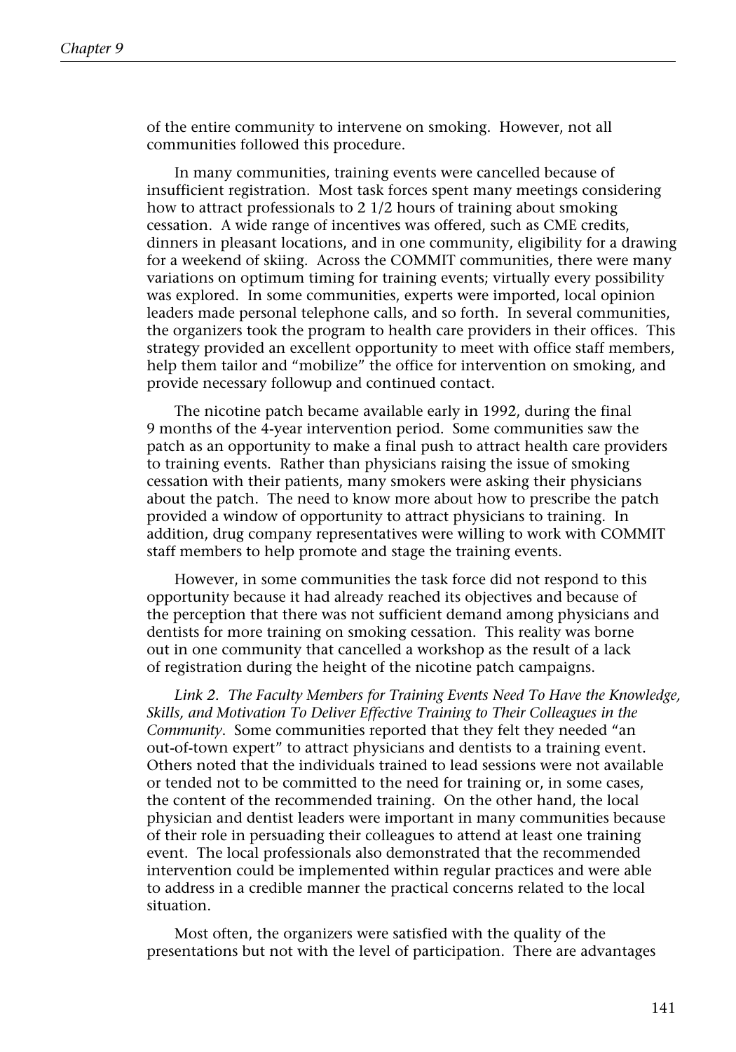of the entire community to intervene on smoking. However, not all communities followed this procedure.

In many communities, training events were cancelled because of insufficient registration. Most task forces spent many meetings considering how to attract professionals to 2 1/2 hours of training about smoking cessation. A wide range of incentives was offered, such as CME credits, dinners in pleasant locations, and in one community, eligibility for a drawing for a weekend of skiing. Across the COMMIT communities, there were many variations on optimum timing for training events; virtually every possibility was explored. In some communities, experts were imported, local opinion leaders made personal telephone calls, and so forth. In several communities, the organizers took the program to health care providers in their offices. This strategy provided an excellent opportunity to meet with office staff members, help them tailor and "mobilize" the office for intervention on smoking, and provide necessary followup and continued contact.

The nicotine patch became available early in 1992, during the final 9 months of the 4-year intervention period. Some communities saw the patch as an opportunity to make a final push to attract health care providers to training events. Rather than physicians raising the issue of smoking cessation with their patients, many smokers were asking their physicians about the patch. The need to know more about how to prescribe the patch provided a window of opportunity to attract physicians to training. In addition, drug company representatives were willing to work with COMMIT staff members to help promote and stage the training events.

However, in some communities the task force did not respond to this opportunity because it had already reached its objectives and because of the perception that there was not sufficient demand among physicians and dentists for more training on smoking cessation. This reality was borne out in one community that cancelled a workshop as the result of a lack of registration during the height of the nicotine patch campaigns.

*Link 2. The Faculty Members for Training Events Need To Have the Knowledge, Skills, and Motivation To Deliver Effective Training to Their Colleagues in the Community*. Some communities reported that they felt they needed "an out-of-town expert" to attract physicians and dentists to a training event. Others noted that the individuals trained to lead sessions were not available or tended not to be committed to the need for training or, in some cases, the content of the recommended training. On the other hand, the local physician and dentist leaders were important in many communities because of their role in persuading their colleagues to attend at least one training event. The local professionals also demonstrated that the recommended intervention could be implemented within regular practices and were able to address in a credible manner the practical concerns related to the local situation.

Most often, the organizers were satisfied with the quality of the presentations but not with the level of participation. There are advantages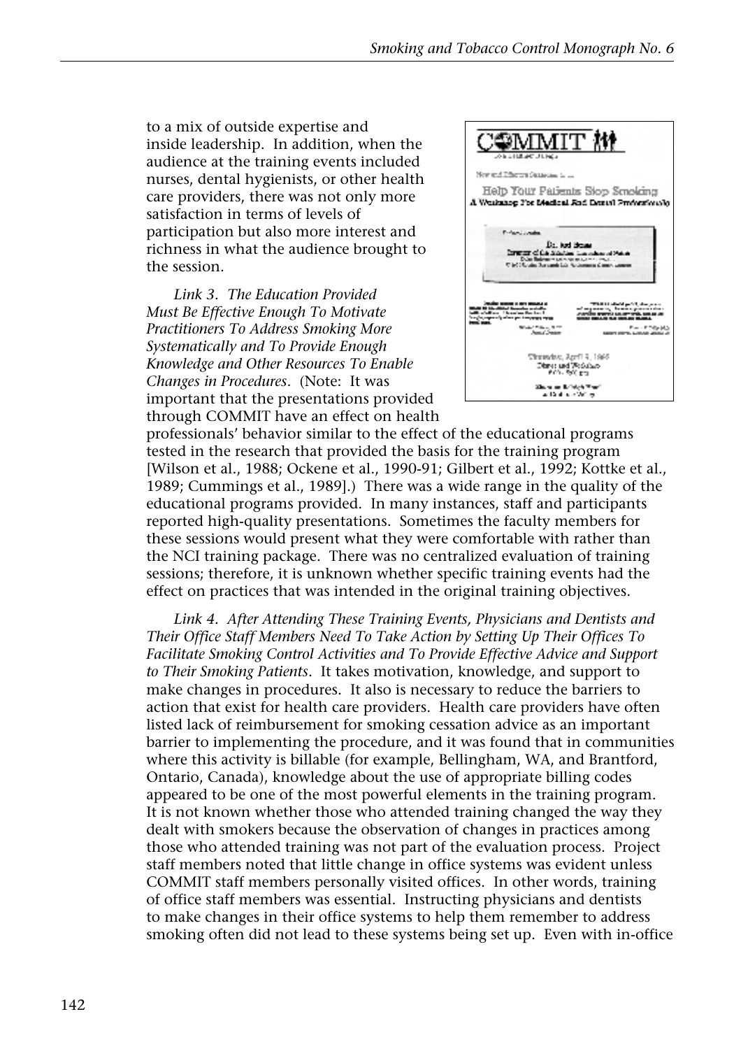to a mix of outside expertise and inside leadership. In addition, when the audience at the training events included nurses, dental hygienists, or other health care providers, there was not only more satisfaction in terms of levels of participation but also more interest and richness in what the audience brought to the session.

*Link 3. The Education Provided Must Be Effective Enough To Motivate Practitioners To Address Smoking More Systematically and To Provide Enough Knowledge and Other Resources To Enable Changes in Procedures*. (Note: It was important that the presentations provided through COMMIT have an effect on health professionals' behavior similar to the effect of the educational programs tested in the research that provided the basis for the training program [Wilson et al., 1988; Ockene et al., 1990-91; Gilbert et al., 1992; Kottke et al., 1989; Cummings et al., 1989].) There was a wide range in the quality of the educational programs provided. In many instances, staff and participants reported high-quality presentations. Sometimes the faculty members for these sessions would present what they were comfortable with rather than the NCI training package. There was no centralized evaluation of training sessions; therefore, it is unknown whether specific training events had the effect on practices that was intended in the original training objectives.

*Link 4. After Attending These Training Events, Physicians and Dentists and Their Office Staff Members Need To Take Action by Setting Up Their Offices To Facilitate Smoking Control Activities and To Provide Effective Advice and Support to Their Smoking Patients*. It takes motivation, knowledge, and support to make changes in procedures. It also is necessary to reduce the barriers to action that exist for health care providers. Health care providers have often listed lack of reimbursement for smoking cessation advice as an important barrier to implementing the procedure, and it was found that in communities where this activity is billable (for example, Bellingham, WA, and Brantford, Ontario, Canada), knowledge about the use of appropriate billing codes appeared to be one of the most powerful elements in the training program. It is not known whether those who attended training changed the way they dealt with smokers because the observation of changes in practices among those who attended training was not part of the evaluation process. Project staff members noted that little change in office systems was evident unless COMMIT staff members personally visited offices. In other words, training of office staff members was essential. Instructing physicians and dentists to make changes in their office systems to help them remember to address smoking often did not lead to these systems being set up. Even with in-office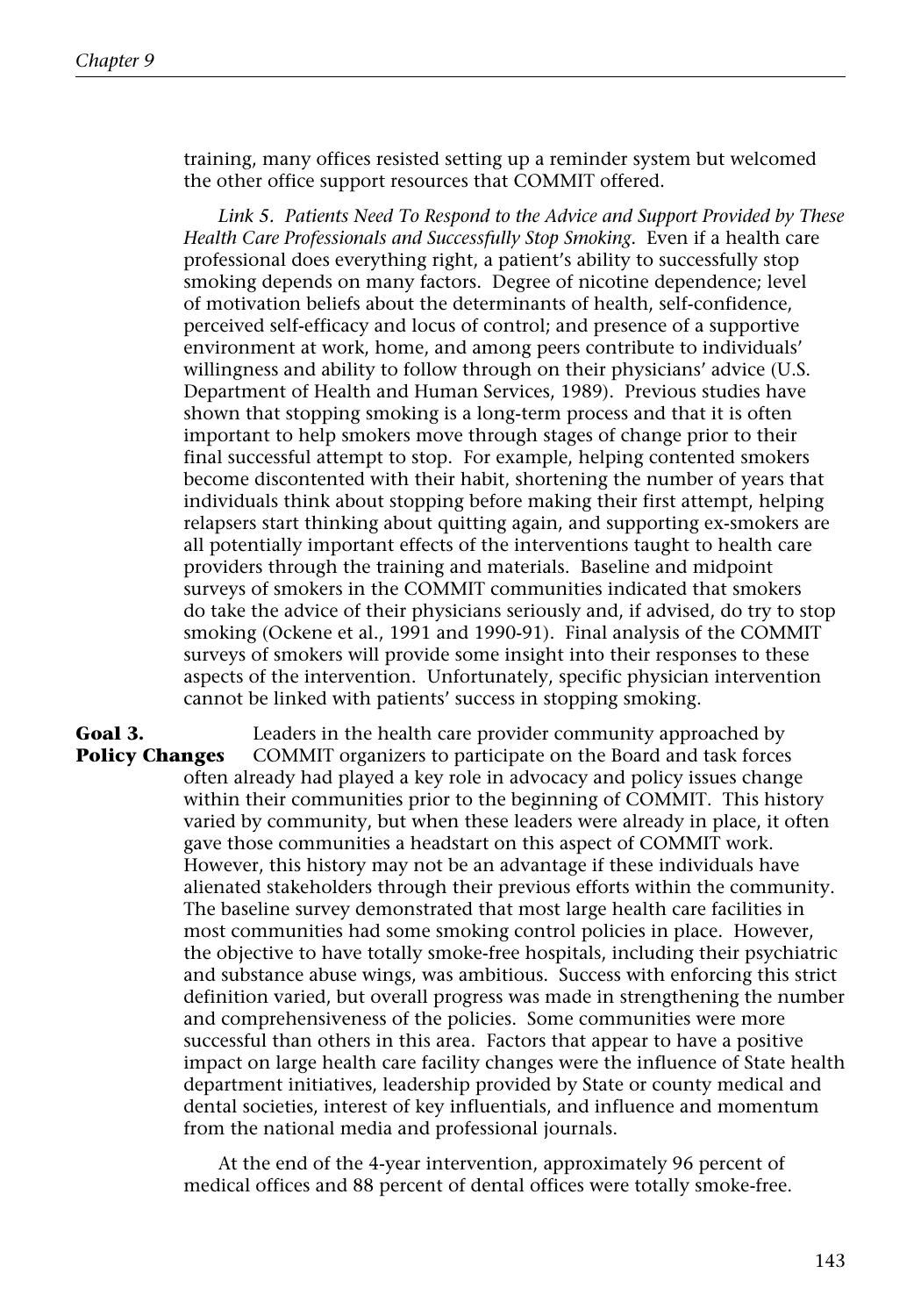training, many offices resisted setting up a reminder system but welcomed the other office support resources that COMMIT offered.

*Link 5. Patients Need To Respond to the Advice and Support Provided by These Health Care Professionals and Successfully Stop Smoking.* Even if a health care professional does everything right, a patient's ability to successfully stop smoking depends on many factors. Degree of nicotine dependence; level of motivation beliefs about the determinants of health, self-confidence, perceived self-efficacy and locus of control; and presence of a supportive environment at work, home, and among peers contribute to individuals' willingness and ability to follow through on their physicians' advice (U.S. Department of Health and Human Services, 1989). Previous studies have shown that stopping smoking is a long-term process and that it is often important to help smokers move through stages of change prior to their final successful attempt to stop. For example, helping contented smokers become discontented with their habit, shortening the number of years that individuals think about stopping before making their first attempt, helping relapsers start thinking about quitting again, and supporting ex-smokers are all potentially important effects of the interventions taught to health care providers through the training and materials. Baseline and midpoint surveys of smokers in the COMMIT communities indicated that smokers do take the advice of their physicians seriously and, if advised, do try to stop smoking (Ockene et al., 1991 and 1990-91). Final analysis of the COMMIT surveys of smokers will provide some insight into their responses to these aspects of the intervention. Unfortunately, specific physician intervention cannot be linked with patients' success in stopping smoking.

**Goal 3. Policy Changes** Leaders in the health care provider community approached by COMMIT organizers to participate on the Board and task forces often already had played a key role in advocacy and policy issues change within their communities prior to the beginning of COMMIT. This history varied by community, but when these leaders were already in place, it often gave those communities a headstart on this aspect of COMMIT work. However, this history may not be an advantage if these individuals have alienated stakeholders through their previous efforts within the community. The baseline survey demonstrated that most large health care facilities in most communities had some smoking control policies in place. However, the objective to have totally smoke-free hospitals, including their psychiatric and substance abuse wings, was ambitious. Success with enforcing this strict definition varied, but overall progress was made in strengthening the number and comprehensiveness of the policies. Some communities were more successful than others in this area. Factors that appear to have a positive impact on large health care facility changes were the influence of State health department initiatives, leadership provided by State or county medical and dental societies, interest of key influentials, and influence and momentum from the national media and professional journals.

At the end of the 4-year intervention, approximately 96 percent of medical offices and 88 percent of dental offices were totally smoke-free.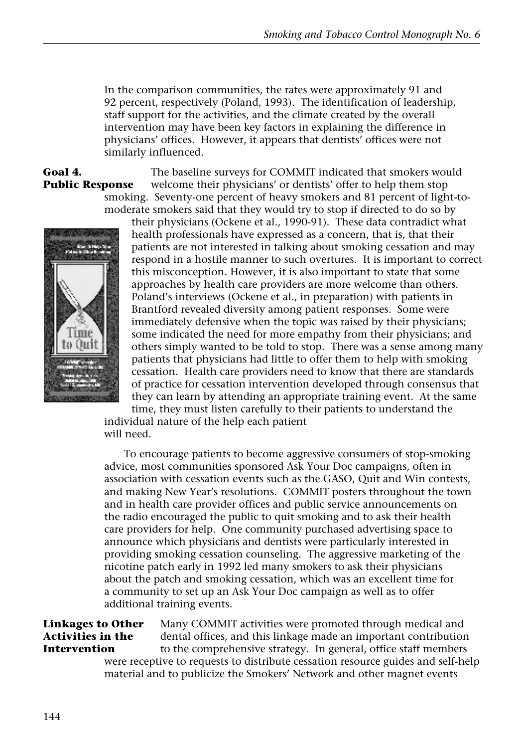In the comparison communities, the rates were approximately 91 and 92 percent, respectively (Poland, 1993). The identification of leadership, staff support for the activities, and the climate created by the overall intervention may have been key factors in explaining the difference in physicians' offices. However, it appears that dentists' offices were not similarly influenced.

**Goal 4. Public Response**

The baseline surveys for COMMIT indicated that smokers would welcome their physicians' or dentists' offer to help them stop smoking. Seventy-one percent of heavy smokers and 81 percent of light-to-moderate smokers said that they would try to stop if directed to do so by their physicians (Ockene et al., 1990-91). These data contradict what health professionals have expressed as a concern, that is, that their patients are not interested in talking about smoking cessation and may respond in a hostile manner to such overtures. It is important to correct this misconception. However, it is also important to state that some approaches by health care providers are more welcome than others. Poland's interviews (Ockene et al., in preparation) with patients in Brantford revealed diversity among patient responses. Some were immediately defensive when the topic was raised by their physicians; some indicated the need for more empathy from their physicians; and others simply wanted to be told to stop. There was a sense among many patients that physicians had little to offer them to help with smoking cessation. Health care providers need to know that there are standards of practice for cessation intervention developed through consensus that they can learn by attending an appropriate training event. At the same time, they must listen carefully to their patients to understand the individual nature of the help each patient will need.

To encourage patients to become aggressive consumers of stop-smoking advice, most communities sponsored Ask Your Doc campaigns, often in association with cessation events such as the GASO, Quit and Win contests, and making New Year's resolutions. COMMIT posters throughout the town and in health care provider offices and public service announcements on the radio encouraged the public to quit smoking and to ask their health care providers for help. One community purchased advertising space to announce which physicians and dentists were particularly interested in providing smoking cessation counseling. The aggressive marketing of the nicotine patch early in 1992 led many smokers to ask their physicians about the patch and smoking cessation, which was an excellent time for a community to set up an Ask Your Doc campaign as well as to offer additional training events.

**Linkages to Other Activities in the Intervention**

Many COMMIT activities were promoted through medical and dental offices, and this linkage made an important contribution to the comprehensive strategy. In general, office staff members were receptive to requests to distribute cessation resource guides and self-help material and to publicize the Smokers' Network and other magnet events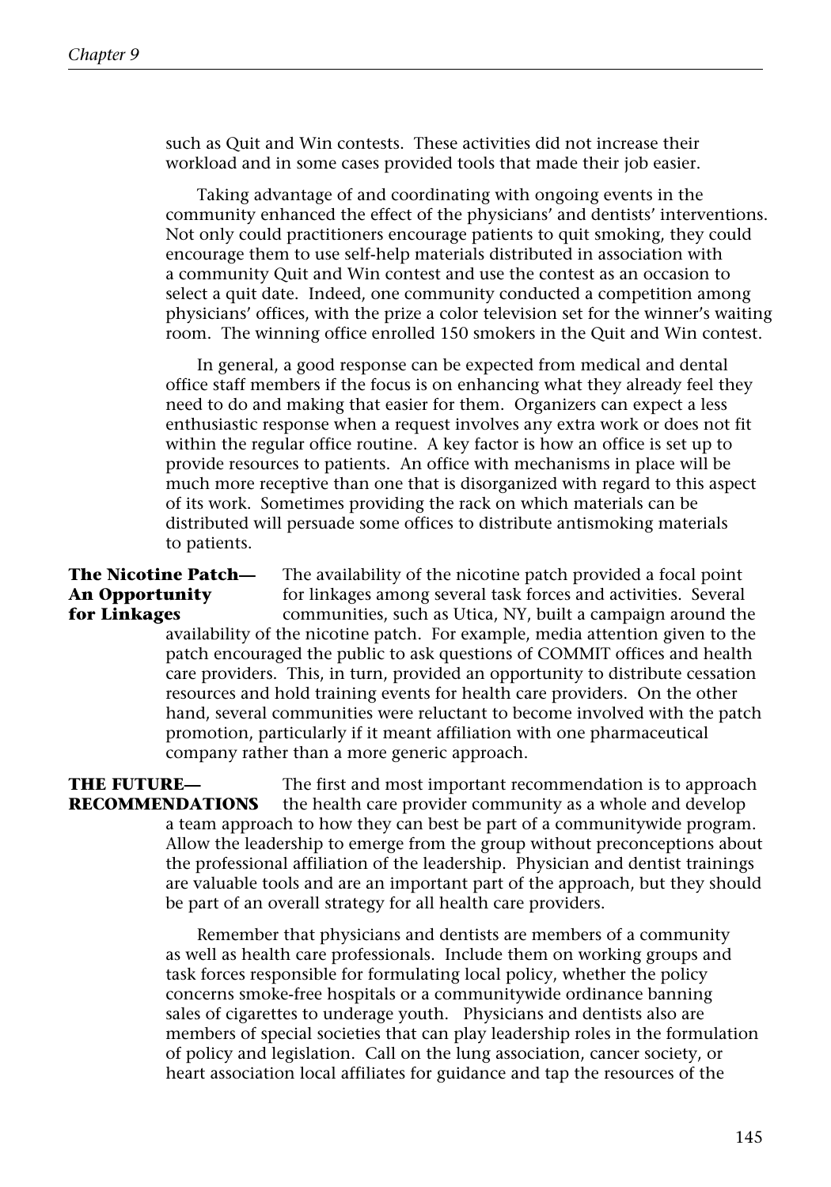such as Quit and Win contests. These activities did not increase their workload and in some cases provided tools that made their job easier.

Taking advantage of and coordinating with ongoing events in the community enhanced the effect of the physicians' and dentists' interventions. Not only could practitioners encourage patients to quit smoking, they could encourage them to use self-help materials distributed in association with a community Quit and Win contest and use the contest as an occasion to select a quit date. Indeed, one community conducted a competition among physicians' offices, with the prize a color television set for the winner's waiting room. The winning office enrolled 150 smokers in the Quit and Win contest.

In general, a good response can be expected from medical and dental office staff members if the focus is on enhancing what they already feel they need to do and making that easier for them. Organizers can expect a less enthusiastic response when a request involves any extra work or does not fit within the regular office routine. A key factor is how an office is set up to provide resources to patients. An office with mechanisms in place will be much more receptive than one that is disorganized with regard to this aspect of its work. Sometimes providing the rack on which materials can be distributed will persuade some offices to distribute antismoking materials to patients.

### The Nicotine Patch—An Opportunity for Linkages

The availability of the nicotine patch provided a focal point for linkages among several task forces and activities. Several communities, such as Utica, NY, built a campaign around the availability of the nicotine patch. For example, media attention given to the patch encouraged the public to ask questions of COMMIT offices and health care providers. This, in turn, provided an opportunity to distribute cessation resources and hold training events for health care providers. On the other hand, several communities were reluctant to become involved with the patch promotion, particularly if it meant affiliation with one pharmaceutical company rather than a more generic approach.

## THE FUTURE—RECOMMENDATIONS

The first and most important recommendation is to approach the health care provider community as a whole and develop a team approach to how they can best be part of a communitywide program. Allow the leadership to emerge from the group without preconceptions about the professional affiliation of the leadership. Physician and dentist trainings are valuable tools and are an important part of the approach, but they should be part of an overall strategy for all health care providers.

Remember that physicians and dentists are members of a community as well as health care professionals. Include them on working groups and task forces responsible for formulating local policy, whether the policy concerns smoke-free hospitals or a communitywide ordinance banning sales of cigarettes to underage youth. Physicians and dentists also are members of special societies that can play leadership roles in the formulation of policy and legislation. Call on the lung association, cancer society, or heart association local affiliates for guidance and tap the resources of the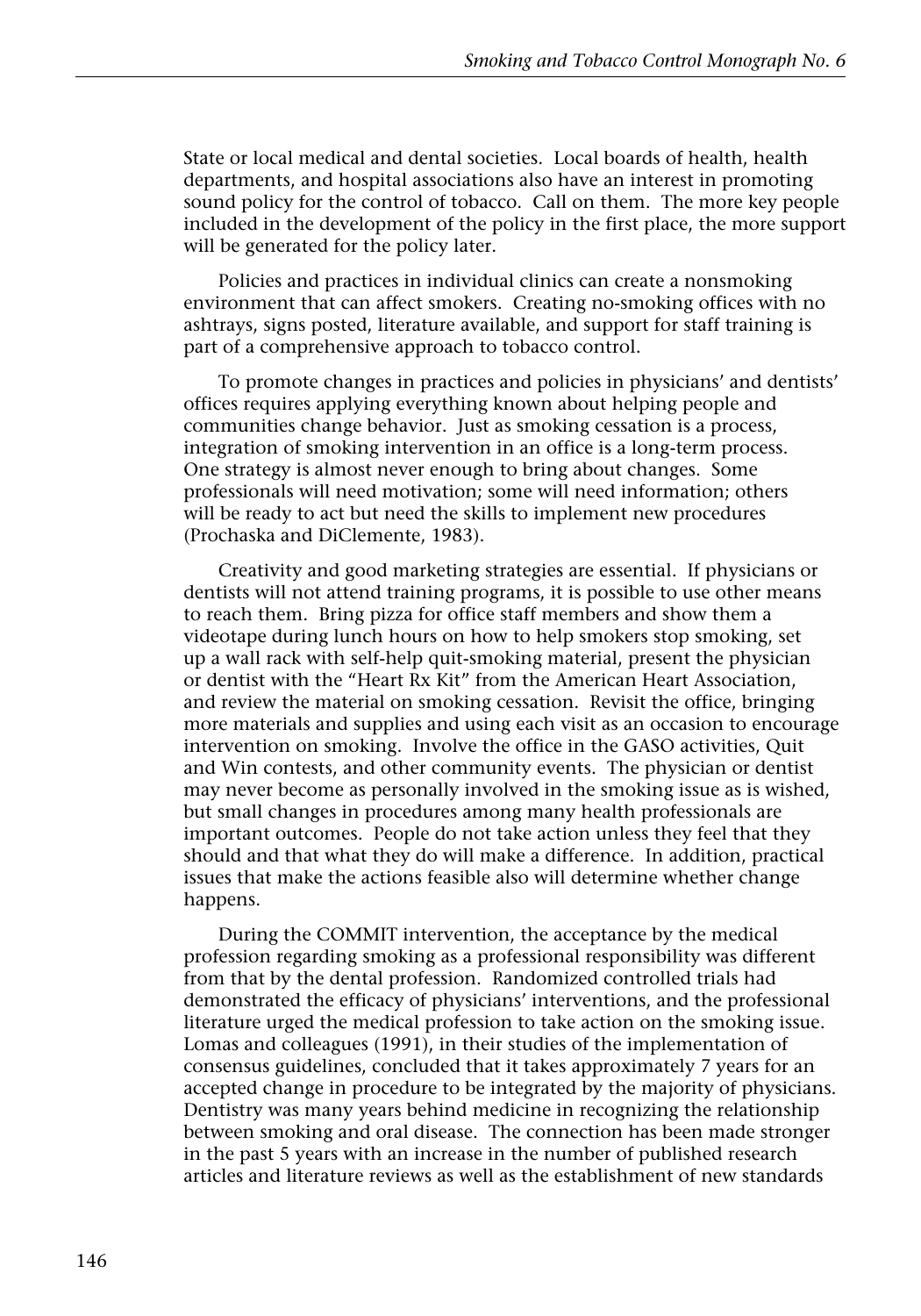State or local medical and dental societies. Local boards of health, health departments, and hospital associations also have an interest in promoting sound policy for the control of tobacco. Call on them. The more key people included in the development of the policy in the first place, the more support will be generated for the policy later.

Policies and practices in individual clinics can create a nonsmoking environment that can affect smokers. Creating no-smoking offices with no ashtrays, signs posted, literature available, and support for staff training is part of a comprehensive approach to tobacco control.

To promote changes in practices and policies in physicians' and dentists' offices requires applying everything known about helping people and communities change behavior. Just as smoking cessation is a process, integration of smoking intervention in an office is a long-term process. One strategy is almost never enough to bring about changes. Some professionals will need motivation; some will need information; others will be ready to act but need the skills to implement new procedures (Prochaska and DiClemente, 1983).

Creativity and good marketing strategies are essential. If physicians or dentists will not attend training programs, it is possible to use other means to reach them. Bring pizza for office staff members and show them a videotape during lunch hours on how to help smokers stop smoking, set up a wall rack with self-help quit-smoking material, present the physician or dentist with the "Heart Rx Kit" from the American Heart Association, and review the material on smoking cessation. Revisit the office, bringing more materials and supplies and using each visit as an occasion to encourage intervention on smoking. Involve the office in the GASO activities, Quit and Win contests, and other community events. The physician or dentist may never become as personally involved in the smoking issue as is wished, but small changes in procedures among many health professionals are important outcomes. People do not take action unless they feel that they should and that what they do will make a difference. In addition, practical issues that make the actions feasible also will determine whether change happens.

During the COMMIT intervention, the acceptance by the medical profession regarding smoking as a professional responsibility was different from that by the dental profession. Randomized controlled trials had demonstrated the efficacy of physicians' interventions, and the professional literature urged the medical profession to take action on the smoking issue. Lomas and colleagues (1991), in their studies of the implementation of consensus guidelines, concluded that it takes approximately 7 years for an accepted change in procedure to be integrated by the majority of physicians. Dentistry was many years behind medicine in recognizing the relationship between smoking and oral disease. The connection has been made stronger in the past 5 years with an increase in the number of published research articles and literature reviews as well as the establishment of new standards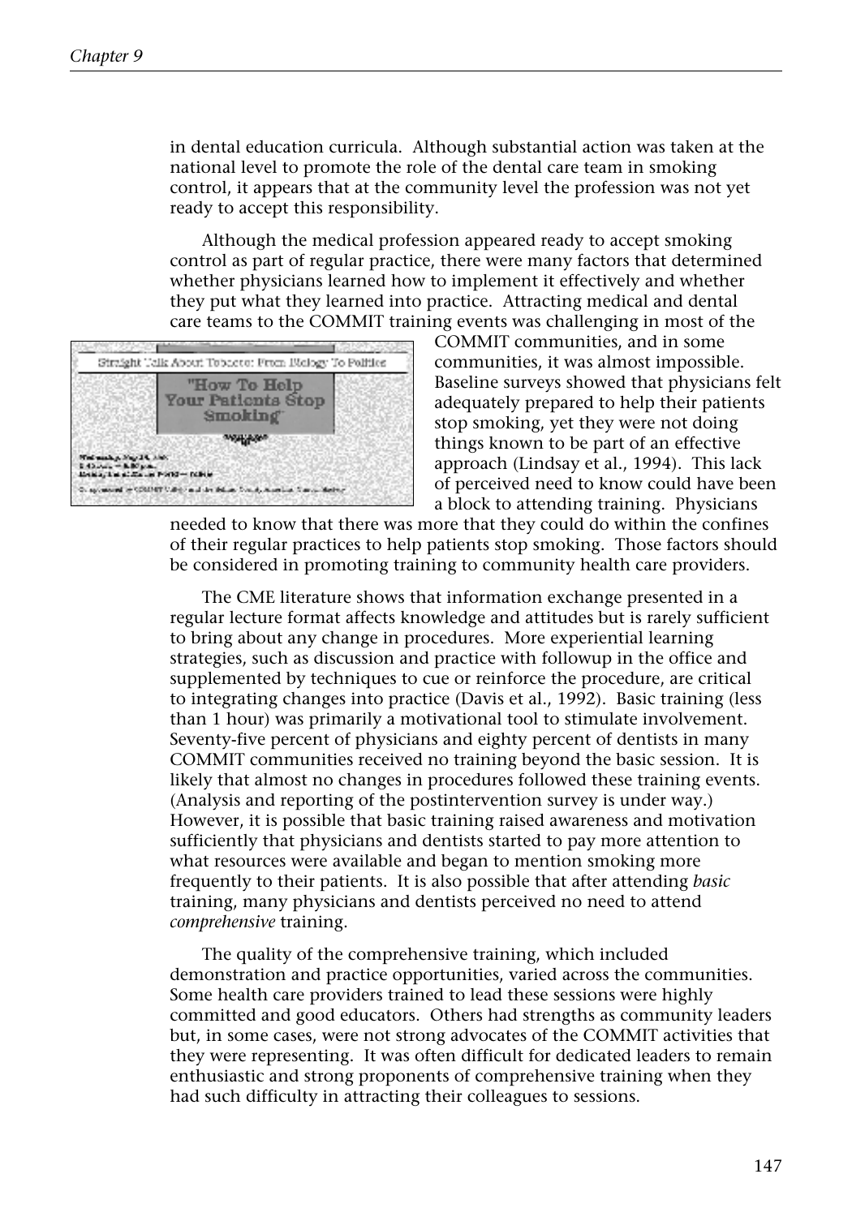in dental education curricula. Although substantial action was taken at the national level to promote the role of the dental care team in smoking control, it appears that at the community level the profession was not yet ready to accept this responsibility.

Although the medical profession appeared ready to accept smoking control as part of regular practice, there were many factors that determined whether physicians learned how to implement it effectively and whether they put what they learned into practice. Attracting medical and dental care teams to the COMMIT training events was challenging in most of the COMMIT communities, and in some communities, it was almost impossible. Baseline surveys showed that physicians felt adequately prepared to help their patients stop smoking, yet they were not doing things known to be part of an effective approach (Lindsay et al., 1994). This lack of perceived need to know could have been a block to attending training. Physicians needed to know that there was more that they could do within the confines of their regular practices to help patients stop smoking. Those factors should be considered in promoting training to community health care providers.

The CME literature shows that information exchange presented in a regular lecture format affects knowledge and attitudes but is rarely sufficient to bring about any change in procedures. More experiential learning strategies, such as discussion and practice with followup in the office and supplemented by techniques to cue or reinforce the procedure, are critical to integrating changes into practice (Davis et al., 1992). Basic training (less than 1 hour) was primarily a motivational tool to stimulate involvement. Seventy-five percent of physicians and eighty percent of dentists in many COMMIT communities received no training beyond the basic session. It is likely that almost no changes in procedures followed these training events. (Analysis and reporting of the postintervention survey is under way.) However, it is possible that basic training raised awareness and motivation sufficiently that physicians and dentists started to pay more attention to what resources were available and began to mention smoking more frequently to their patients. It is also possible that after attending *basic* training, many physicians and dentists perceived no need to attend *comprehensive* training.

The quality of the comprehensive training, which included demonstration and practice opportunities, varied across the communities. Some health care providers trained to lead these sessions were highly committed and good educators. Others had strengths as community leaders but, in some cases, were not strong advocates of the COMMIT activities that they were representing. It was often difficult for dedicated leaders to remain enthusiastic and strong proponents of comprehensive training when they had such difficulty in attracting their colleagues to sessions.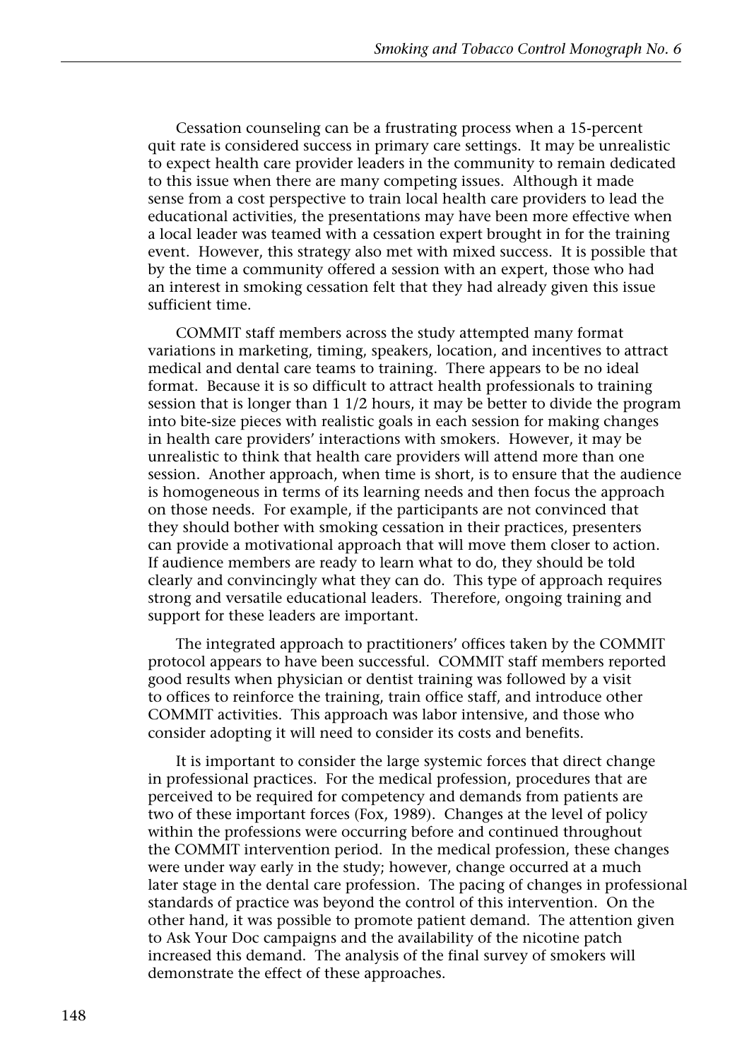Cessation counseling can be a frustrating process when a 15-percent quit rate is considered success in primary care settings. It may be unrealistic to expect health care provider leaders in the community to remain dedicated to this issue when there are many competing issues. Although it made sense from a cost perspective to train local health care providers to lead the educational activities, the presentations may have been more effective when a local leader was teamed with a cessation expert brought in for the training event. However, this strategy also met with mixed success. It is possible that by the time a community offered a session with an expert, those who had an interest in smoking cessation felt that they had already given this issue sufficient time.

COMMIT staff members across the study attempted many format variations in marketing, timing, speakers, location, and incentives to attract medical and dental care teams to training. There appears to be no ideal format. Because it is so difficult to attract health professionals to training session that is longer than 1 1/2 hours, it may be better to divide the program into bite-size pieces with realistic goals in each session for making changes in health care providers' interactions with smokers. However, it may be unrealistic to think that health care providers will attend more than one session. Another approach, when time is short, is to ensure that the audience is homogeneous in terms of its learning needs and then focus the approach on those needs. For example, if the participants are not convinced that they should bother with smoking cessation in their practices, presenters can provide a motivational approach that will move them closer to action. If audience members are ready to learn what to do, they should be told clearly and convincingly what they can do. This type of approach requires strong and versatile educational leaders. Therefore, ongoing training and support for these leaders are important.

The integrated approach to practitioners' offices taken by the COMMIT protocol appears to have been successful. COMMIT staff members reported good results when physician or dentist training was followed by a visit to offices to reinforce the training, train office staff, and introduce other COMMIT activities. This approach was labor intensive, and those who consider adopting it will need to consider its costs and benefits.

It is important to consider the large systemic forces that direct change in professional practices. For the medical profession, procedures that are perceived to be required for competency and demands from patients are two of these important forces (Fox, 1989). Changes at the level of policy within the professions were occurring before and continued throughout the COMMIT intervention period. In the medical profession, these changes were under way early in the study; however, change occurred at a much later stage in the dental care profession. The pacing of changes in professional standards of practice was beyond the control of this intervention. On the other hand, it was possible to promote patient demand. The attention given to Ask Your Doc campaigns and the availability of the nicotine patch increased this demand. The analysis of the final survey of smokers will demonstrate the effect of these approaches.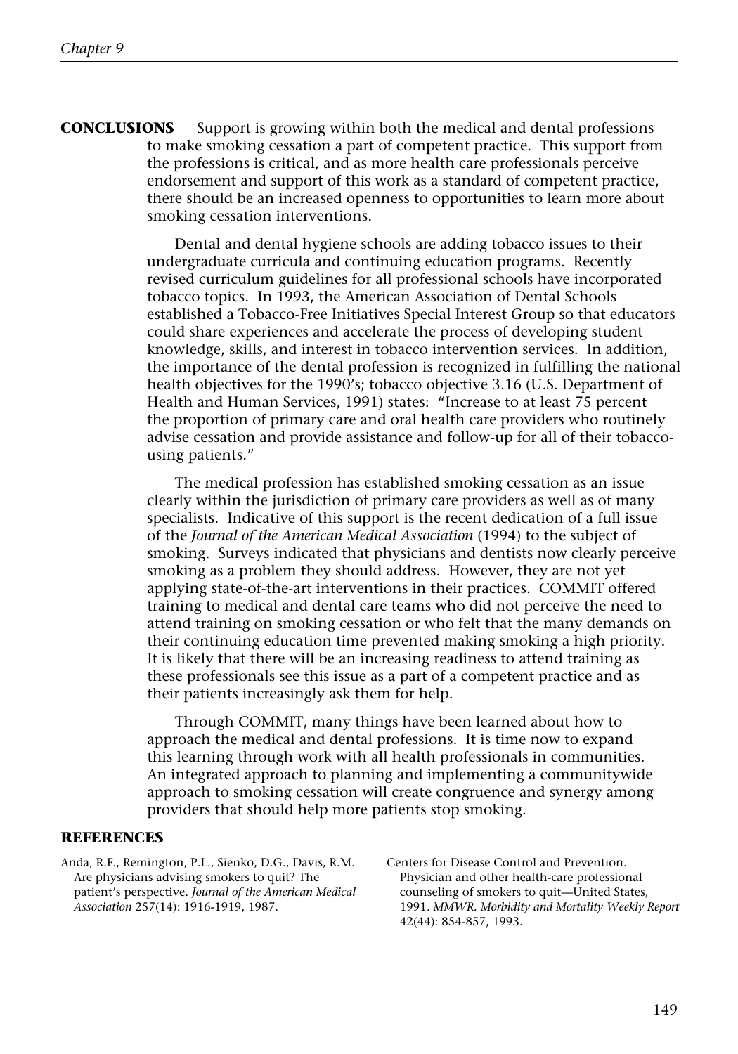## CONCLUSIONS

Support is growing within both the medical and dental professions to make smoking cessation a part of competent practice. This support from the professions is critical, and as more health care professionals perceive endorsement and support of this work as a standard of competent practice, there should be an increased openness to opportunities to learn more about smoking cessation interventions.

Dental and dental hygiene schools are adding tobacco issues to their undergraduate curricula and continuing education programs. Recently revised curriculum guidelines for all professional schools have incorporated tobacco topics. In 1993, the American Association of Dental Schools established a Tobacco-Free Initiatives Special Interest Group so that educators could share experiences and accelerate the process of developing student knowledge, skills, and interest in tobacco intervention services. In addition, the importance of the dental profession is recognized in fulfilling the national health objectives for the 1990's; tobacco objective 3.16 (U.S. Department of Health and Human Services, 1991) states: "Increase to at least 75 percent the proportion of primary care and oral health care providers who routinely advise cessation and provide assistance and follow-up for all of their tobacco-using patients."

The medical profession has established smoking cessation as an issue clearly within the jurisdiction of primary care providers as well as of many specialists. Indicative of this support is the recent dedication of a full issue of the *Journal of the American Medical Association* (1994) to the subject of smoking. Surveys indicated that physicians and dentists now clearly perceive smoking as a problem they should address. However, they are not yet applying state-of-the-art interventions in their practices. COMMIT offered training to medical and dental care teams who did not perceive the need to attend training on smoking cessation or who felt that the many demands on their continuing education time prevented making smoking a high priority. It is likely that there will be an increasing readiness to attend training as these professionals see this issue as a part of a competent practice and as their patients increasingly ask them for help.

Through COMMIT, many things have been learned about how to approach the medical and dental professions. It is time now to expand this learning through work with all health professionals in communities. An integrated approach to planning and implementing a communitywide approach to smoking cessation will create congruence and synergy among providers that should help more patients stop smoking.

## REFERENCES

Anda, R.F., Remington, P.L., Sienko, D.G., Davis, R.M. Are physicians advising smokers to quit? The patient's perspective. *Journal of the American Medical Association* 257(14): 1916-1919, 1987.

Centers for Disease Control and Prevention. Physician and other health-care professional counseling of smokers to quit—United States, 1991. *MMWR. Morbidity and Mortality Weekly Report* 42(44): 854-857, 1993.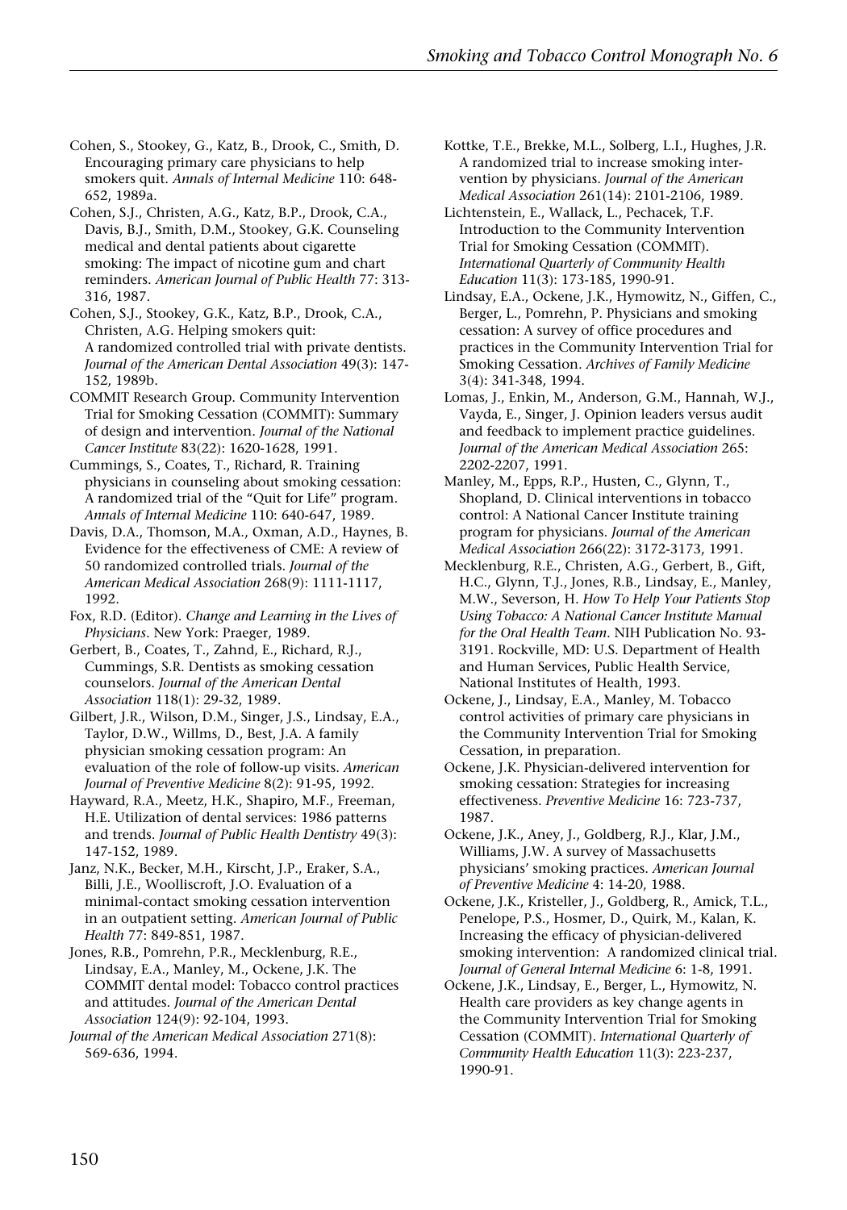Cohen, S., Stookey, G., Katz, B., Drook, C., Smith, D. Encouraging primary care physicians to help smokers quit. *Annals of Internal Medicine* 110: 648-652, 1989a.

Cohen, S.J., Christen, A.G., Katz, B.P., Drook, C.A., Davis, B.J., Smith, D.M., Stookey, G.K. Counseling medical and dental patients about cigarette smoking: The impact of nicotine gum and chart reminders. *American Journal of Public Health* 77: 313-316, 1987.

Cohen, S.J., Stookey, G.K., Katz, B.P., Drook, C.A., Christen, A.G. Helping smokers quit: A randomized controlled trial with private dentists. *Journal of the American Dental Association* 49(3): 147-152, 1989b.

COMMIT Research Group. Community Intervention Trial for Smoking Cessation (COMMIT): Summary of design and intervention. *Journal of the National Cancer Institute* 83(22): 1620-1628, 1991.

Cummings, S., Coates, T., Richard, R. Training physicians in counseling about smoking cessation: A randomized trial of the "Quit for Life" program. *Annals of Internal Medicine* 110: 640-647, 1989.

Davis, D.A., Thomson, M.A., Oxman, A.D., Haynes, B. Evidence for the effectiveness of CME: A review of 50 randomized controlled trials. *Journal of the American Medical Association* 268(9): 1111-1117, 1992.

Fox, R.D. (Editor). *Change and Learning in the Lives of Physicians*. New York: Praeger, 1989.

Gerbert, B., Coates, T., Zahnd, E., Richard, R.J., Cummings, S.R. Dentists as smoking cessation counselors. *Journal of the American Dental Association* 118(1): 29-32, 1989.

Gilbert, J.R., Wilson, D.M., Singer, J.S., Lindsay, E.A., Taylor, D.W., Willms, D., Best, J.A. A family physician smoking cessation program: An evaluation of the role of follow-up visits. *American Journal of Preventive Medicine* 8(2): 91-95, 1992.

Hayward, R.A., Meetz, H.K., Shapiro, M.F., Freeman, H.E. Utilization of dental services: 1986 patterns and trends. *Journal of Public Health Dentistry* 49(3): 147-152, 1989.

Janz, N.K., Becker, M.H., Kirscht, J.P., Eraker, S.A., Billi, J.E., Woolliscroft, J.O. Evaluation of a minimal-contact smoking cessation intervention in an outpatient setting. *American Journal of Public Health* 77: 849-851, 1987.

Jones, R.B., Pomrehn, P.R., Mecklenburg, R.E., Lindsay, E.A., Manley, M., Ockene, J.K. The COMMIT dental model: Tobacco control practices and attitudes. *Journal of the American Dental Association* 124(9): 92-104, 1993.

*Journal of the American Medical Association* 271(8): 569-636, 1994.

Kottke, T.E., Brekke, M.L., Solberg, L.I., Hughes, J.R. A randomized trial to increase smoking intervention by physicians. *Journal of the American Medical Association* 261(14): 2101-2106, 1989.

Lichtenstein, E., Wallack, L., Pechacek, T.F. Introduction to the Community Intervention Trial for Smoking Cessation (COMMIT). *International Quarterly of Community Health Education* 11(3): 173-185, 1990-91.

Lindsay, E.A., Ockene, J.K., Hymowitz, N., Giffen, C., Berger, L., Pomrehn, P. Physicians and smoking cessation: A survey of office procedures and practices in the Community Intervention Trial for Smoking Cessation. *Archives of Family Medicine* 3(4): 341-348, 1994.

Lomas, J., Enkin, M., Anderson, G.M., Hannah, W.J., Vayda, E., Singer, J. Opinion leaders versus audit and feedback to implement practice guidelines. *Journal of the American Medical Association* 265: 2202-2207, 1991.

Manley, M., Epps, R.P., Husten, C., Glynn, T., Shopland, D. Clinical interventions in tobacco control: A National Cancer Institute training program for physicians. *Journal of the American Medical Association* 266(22): 3172-3173, 1991.

Mecklenburg, R.E., Christen, A.G., Gerbert, B., Gift, H.C., Glynn, T.J., Jones, R.B., Lindsay, E., Manley, M.W., Severson, H. *How To Help Your Patients Stop Using Tobacco: A National Cancer Institute Manual for the Oral Health Team*. NIH Publication No. 93-3191. Rockville, MD: U.S. Department of Health and Human Services, Public Health Service, National Institutes of Health, 1993.

Ockene, J., Lindsay, E.A., Manley, M. Tobacco control activities of primary care physicians in the Community Intervention Trial for Smoking Cessation, in preparation.

Ockene, J.K. Physician-delivered intervention for smoking cessation: Strategies for increasing effectiveness. *Preventive Medicine* 16: 723-737, 1987.

Ockene, J.K., Aney, J., Goldberg, R.J., Klar, J.M., Williams, J.W. A survey of Massachusetts physicians' smoking practices. *American Journal of Preventive Medicine* 4: 14-20, 1988.

Ockene, J.K., Kristeller, J., Goldberg, R., Amick, T.L., Penelope, P.S., Hosmer, D., Quirk, M., Kalan, K. Increasing the efficacy of physician-delivered smoking intervention: A randomized clinical trial. *Journal of General Internal Medicine* 6: 1-8, 1991.

Ockene, J.K., Lindsay, E., Berger, L., Hymowitz, N. Health care providers as key change agents in the Community Intervention Trial for Smoking Cessation (COMMIT). *International Quarterly of Community Health Education* 11(3): 223-237, 1990-91.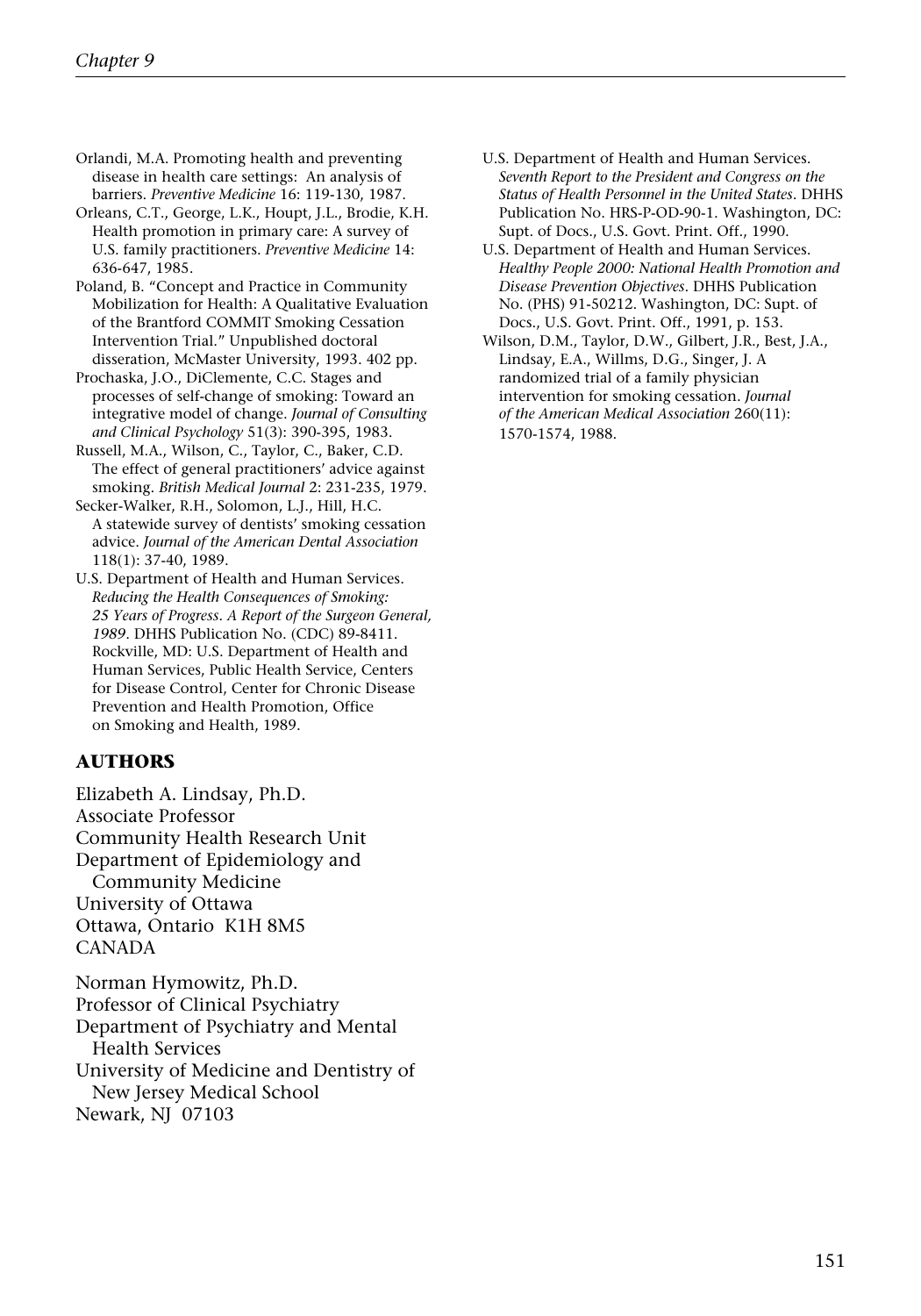Orlandi, M.A. Promoting health and preventing disease in health care settings: An analysis of barriers. *Preventive Medicine* 16: 119-130, 1987.

Orleans, C.T., George, L.K., Houpt, J.L., Brodie, K.H. Health promotion in primary care: A survey of U.S. family practitioners. *Preventive Medicine* 14: 636-647, 1985.

Poland, B. "Concept and Practice in Community Mobilization for Health: A Qualitative Evaluation of the Brantford COMMIT Smoking Cessation Intervention Trial." Unpublished doctoral disseration, McMaster University, 1993. 402 pp.

Prochaska, J.O., DiClemente, C.C. Stages and processes of self-change of smoking: Toward an integrative model of change. *Journal of Consulting and Clinical Psychology* 51(3): 390-395, 1983.

Russell, M.A., Wilson, C., Taylor, C., Baker, C.D. The effect of general practitioners' advice against smoking. *British Medical Journal* 2: 231-235, 1979.

Secker-Walker, R.H., Solomon, L.J., Hill, H.C. A statewide survey of dentists' smoking cessation advice. *Journal of the American Dental Association* 118(1): 37-40, 1989.

U.S. Department of Health and Human Services. *Reducing the Health Consequences of Smoking: 25 Years of Progress. A Report of the Surgeon General, 1989*. DHHS Publication No. (CDC) 89-8411. Rockville, MD: U.S. Department of Health and Human Services, Public Health Service, Centers for Disease Control, Center for Chronic Disease Prevention and Health Promotion, Office on Smoking and Health, 1989.

U.S. Department of Health and Human Services. *Seventh Report to the President and Congress on the Status of Health Personnel in the United States*. DHHS Publication No. HRS-P-OD-90-1. Washington, DC: Supt. of Docs., U.S. Govt. Print. Off., 1990.

U.S. Department of Health and Human Services. *Healthy People 2000: National Health Promotion and Disease Prevention Objectives*. DHHS Publication No. (PHS) 91-50212. Washington, DC: Supt. of Docs., U.S. Govt. Print. Off., 1991, p. 153.

Wilson, D.M., Taylor, D.W., Gilbert, J.R., Best, J.A., Lindsay, E.A., Willms, D.G., Singer, J. A randomized trial of a family physician intervention for smoking cessation. *Journal of the American Medical Association* 260(11): 1570-1574, 1988.

## AUTHORS

Elizabeth A. Lindsay, Ph.D.
Associate Professor
Community Health Research Unit
Department of Epidemiology and Community Medicine
University of Ottawa
Ottawa, Ontario K1H 8M5
CANADA

Norman Hymowitz, Ph.D.
Professor of Clinical Psychiatry
Department of Psychiatry and Mental Health Services
University of Medicine and Dentistry of New Jersey Medical School
Newark, NJ 07103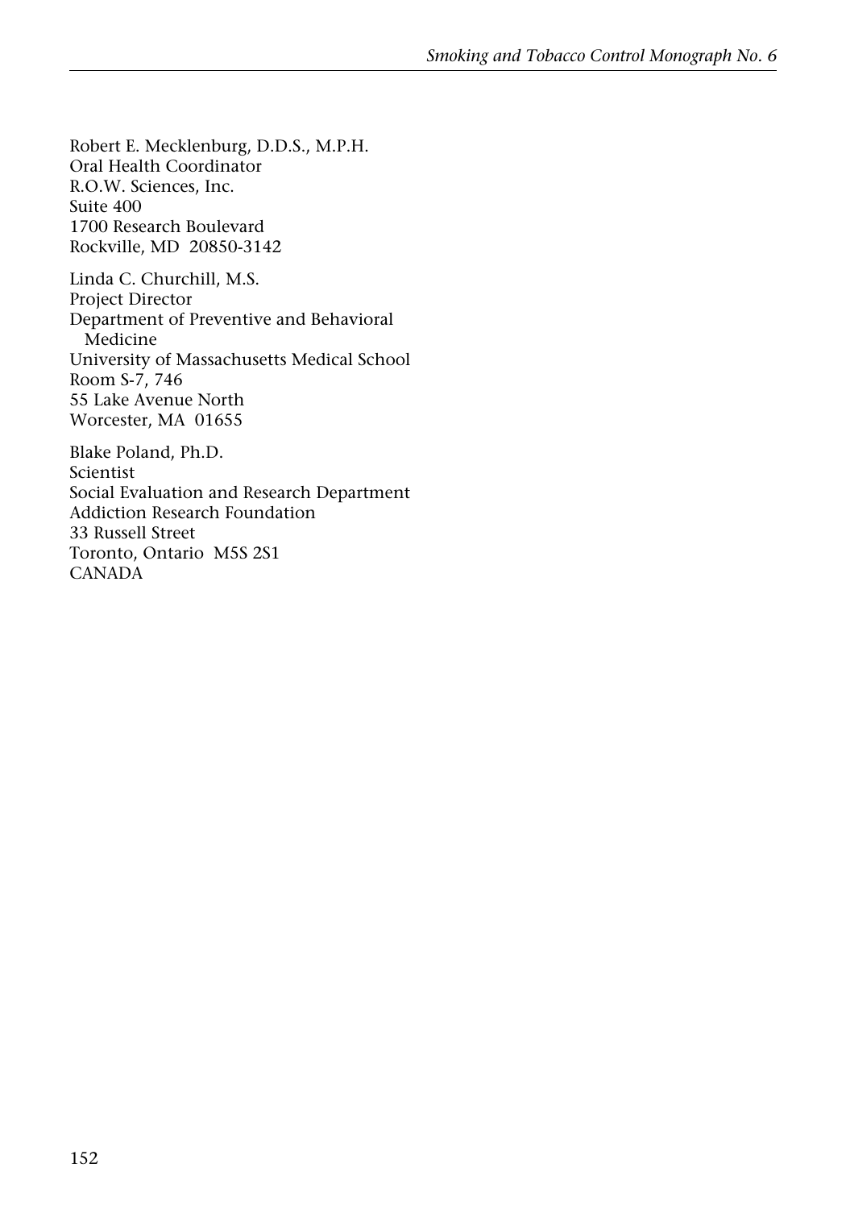Robert E. Mecklenburg, D.D.S., M.P.H.
Oral Health Coordinator
R.O.W. Sciences, Inc.
Suite 400
1700 Research Boulevard
Rockville, MD 20850-3142

Linda C. Churchill, M.S.
Project Director
Department of Preventive and Behavioral Medicine
University of Massachusetts Medical School
Room S-7, 746
55 Lake Avenue North
Worcester, MA 01655

Blake Poland, Ph.D.
Scientist
Social Evaluation and Research Department
Addiction Research Foundation
33 Russell Street
Toronto, Ontario M5S 2S1
CANADA